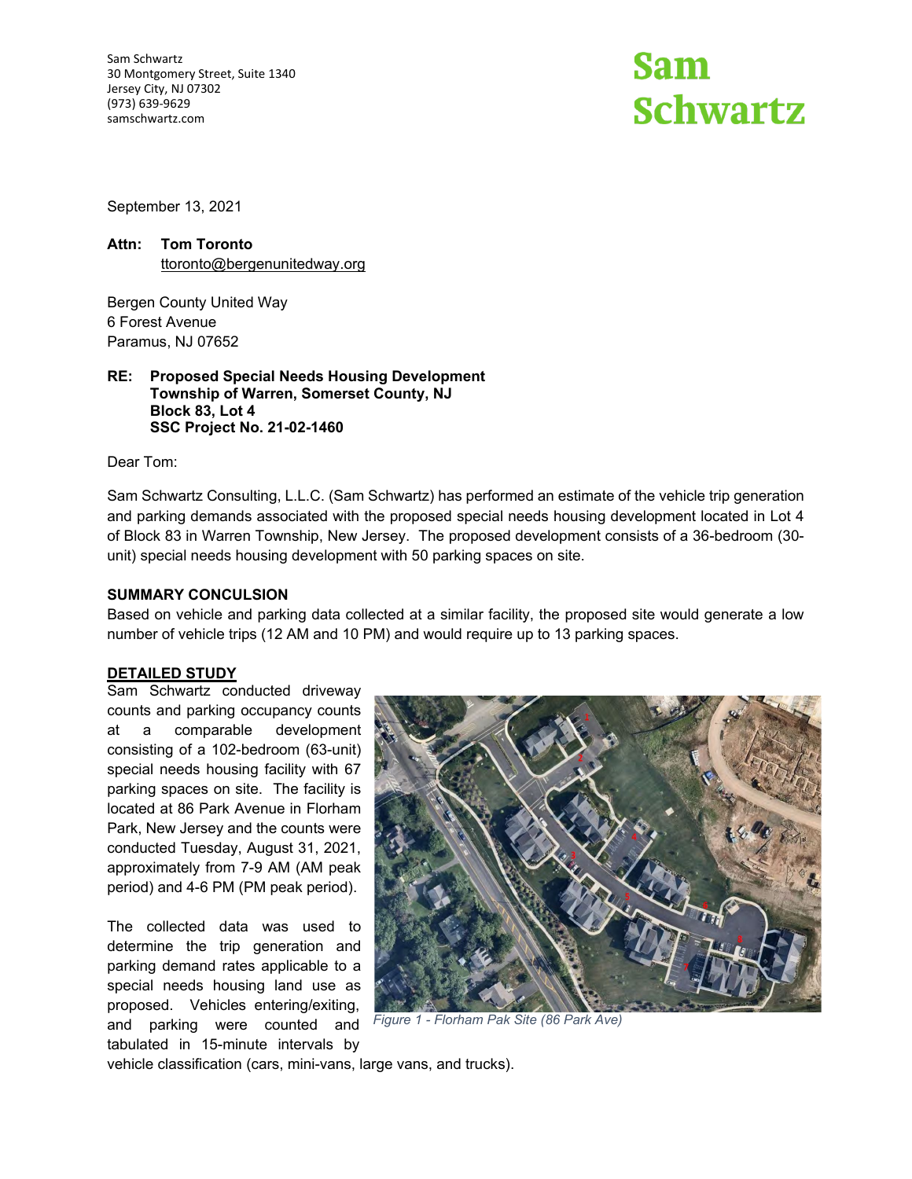Sam Schwartz
30 Montgomery Street, Suite 1340
Jersey City, NJ 07302
(973) 639-9629
samschwartz.com

**Sam Schwartz**

September 13, 2021

**Attn: Tom Toronto**
ttoronto@bergenunitedway.org

Bergen County United Way
6 Forest Avenue
Paramus, NJ 07652

**RE: Proposed Special Needs Housing Development**
**Township of Warren, Somerset County, NJ**
**Block 83, Lot 4**
**SSC Project No. 21-02-1460**

Dear Tom:

Sam Schwartz Consulting, L.L.C. (Sam Schwartz) has performed an estimate of the vehicle trip generation and parking demands associated with the proposed special needs housing development located in Lot 4 of Block 83 in Warren Township, New Jersey. The proposed development consists of a 36-bedroom (30-unit) special needs housing development with 50 parking spaces on site.

**SUMMARY CONCULSION**

Based on vehicle and parking data collected at a similar facility, the proposed site would generate a low number of vehicle trips (12 AM and 10 PM) and would require up to 13 parking spaces.

**DETAILED STUDY**

Sam Schwartz conducted driveway counts and parking occupancy counts at a comparable development consisting of a 102-bedroom (63-unit) special needs housing facility with 67 parking spaces on site. The facility is located at 86 Park Avenue in Florham Park, New Jersey and the counts were conducted Tuesday, August 31, 2021, approximately from 7-9 AM (AM peak period) and 4-6 PM (PM peak period).

*Figure 1 - Florham Pak Site (86 Park Ave)*

The collected data was used to determine the trip generation and parking demand rates applicable to a special needs housing land use as proposed. Vehicles entering/exiting, and parking were counted and tabulated in 15-minute intervals by vehicle classification (cars, mini-vans, large vans, and trucks).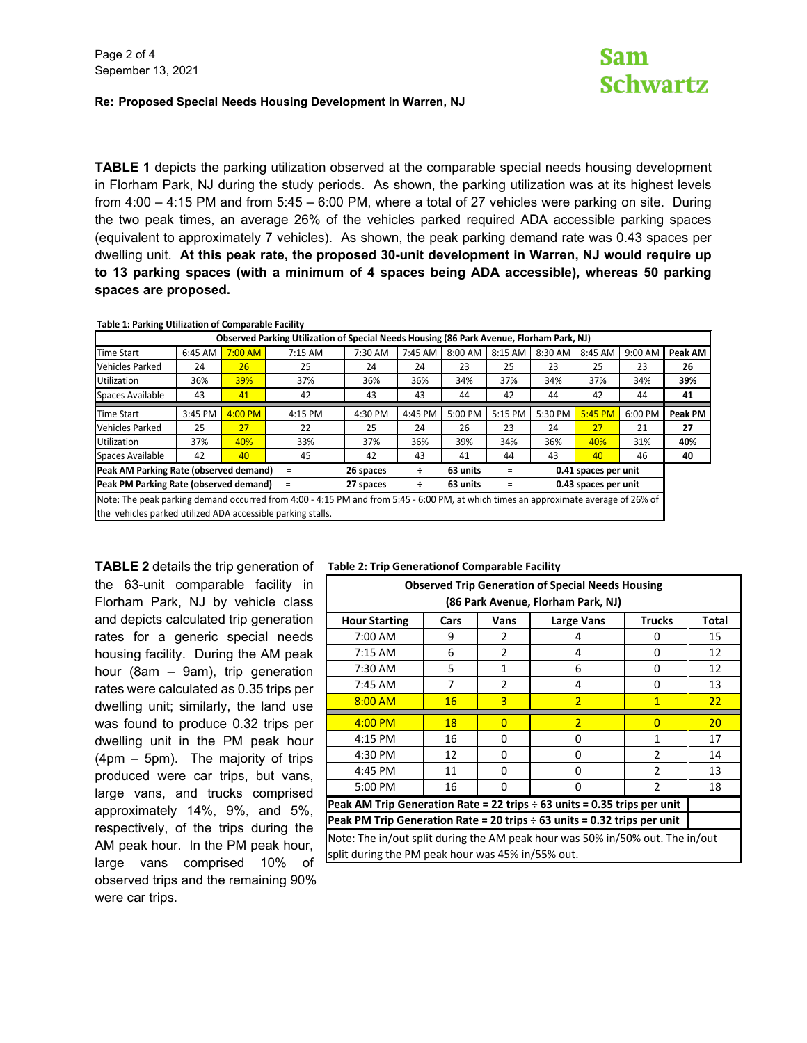**Re: Proposed Special Needs Housing Development in Warren, NJ**

**TABLE 1** depicts the parking utilization observed at the comparable special needs housing development in Florham Park, NJ during the study periods. As shown, the parking utilization was at its highest levels from 4:00 – 4:15 PM and from 5:45 – 6:00 PM, where a total of 27 vehicles were parking on site. During the two peak times, an average 26% of the vehicles parked required ADA accessible parking spaces (equivalent to approximately 7 vehicles). As shown, the peak parking demand rate was 0.43 spaces per dwelling unit. **At this peak rate, the proposed 30-unit development in Warren, NJ would require up to 13 parking spaces (with a minimum of 4 spaces being ADA accessible), whereas 50 parking spaces are proposed.**

**Table 1: Parking Utilization of Comparable Facility**

| Observed Parking Utilization of Special Needs Housing (86 Park Avenue, Florham Park, NJ) | | | | | | | | | | | |
|---|---|---|---|---|---|---|---|---|---|---|---|
| Time Start | 6:45 AM | 7:00 AM | 7:15 AM | 7:30 AM | 7:45 AM | 8:00 AM | 8:15 AM | 8:30 AM | 8:45 AM | 9:00 AM | **Peak AM** |
| Vehicles Parked | 24 | 26 | 25 | 24 | 24 | 23 | 25 | 23 | 25 | 23 | **26** |
| Utilization | 36% | 39% | 37% | 36% | 36% | 34% | 37% | 34% | 37% | 34% | **39%** |
| Spaces Available | 43 | 41 | 42 | 43 | 43 | 44 | 42 | 44 | 42 | 44 | **41** |
| Time Start | 3:45 PM | 4:00 PM | 4:15 PM | 4:30 PM | 4:45 PM | 5:00 PM | 5:15 PM | 5:30 PM | 5:45 PM | 6:00 PM | **Peak PM** |
| Vehicles Parked | 25 | 27 | 22 | 25 | 24 | 26 | 23 | 24 | 27 | 21 | **27** |
| Utilization | 37% | 40% | 33% | 37% | 36% | 39% | 34% | 36% | 40% | 31% | **40%** |
| Spaces Available | 42 | 40 | 45 | 42 | 43 | 41 | 44 | 43 | 40 | 46 | **40** |
| **Peak AM Parking Rate (observed demand)** | | = | **26 spaces** | ÷ | **63 units** | = | **0.41 spaces per unit** | | | | |
| **Peak PM Parking Rate (observed demand)** | | = | **27 spaces** | ÷ | **63 units** | = | **0.43 spaces per unit** | | | | |
| Note: The peak parking demand occurred from 4:00 - 4:15 PM and from 5:45 - 6:00 PM, at which times an approximate average of 26% of the vehicles parked utilized ADA accessible parking stalls. | | | | | | | | | | | |

**TABLE 2** details the trip generation of the 63-unit comparable facility in Florham Park, NJ by vehicle class and depicts calculated trip generation rates for a generic special needs housing facility. During the AM peak hour (8am – 9am), trip generation rates were calculated as 0.35 trips per dwelling unit; similarly, the land use was found to produce 0.32 trips per dwelling unit in the PM peak hour (4pm – 5pm). The majority of trips produced were car trips, but vans, large vans, and trucks comprised approximately 14%, 9%, and 5%, respectively, of the trips during the AM peak hour. In the PM peak hour, large vans comprised 10% of observed trips and the remaining 90% were car trips.

**Table 2: Trip Generationof Comparable Facility**

| Observed Trip Generation of Special Needs Housing (86 Park Avenue, Florham Park, NJ) | | | | | |
|---|---|---|---|---|---|
| **Hour Starting** | **Cars** | **Vans** | **Large Vans** | **Trucks** | **Total** |
| 7:00 AM | 9 | 2 | 4 | 0 | 15 |
| 7:15 AM | 6 | 2 | 4 | 0 | 12 |
| 7:30 AM | 5 | 1 | 6 | 0 | 12 |
| 7:45 AM | 7 | 2 | 4 | 0 | 13 |
| 8:00 AM | 16 | 3 | 2 | 1 | 22 |
| 4:00 PM | 18 | 0 | 2 | 0 | 20 |
| 4:15 PM | 16 | 0 | 0 | 1 | 17 |
| 4:30 PM | 12 | 0 | 0 | 2 | 14 |
| 4:45 PM | 11 | 0 | 0 | 2 | 13 |
| 5:00 PM | 16 | 0 | 0 | 2 | 18 |
| **Peak AM Trip Generation Rate = 22 trips ÷ 63 units = 0.35 trips per unit** | | | | | |
| **Peak PM Trip Generation Rate = 20 trips ÷ 63 units = 0.32 trips per unit** | | | | | |
| Note: The in/out split during the AM peak hour was 50% in/50% out. The in/out split during the PM peak hour was 45% in/55% out. | | | | | |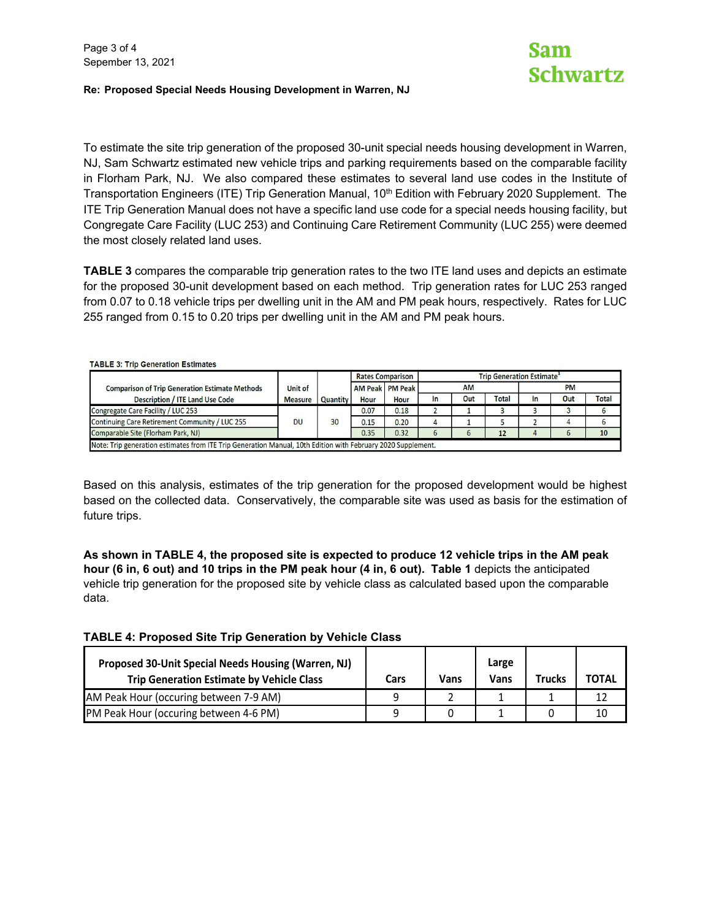**Re: Proposed Special Needs Housing Development in Warren, NJ**

To estimate the site trip generation of the proposed 30-unit special needs housing development in Warren, NJ, Sam Schwartz estimated new vehicle trips and parking requirements based on the comparable facility in Florham Park, NJ. We also compared these estimates to several land use codes in the Institute of Transportation Engineers (ITE) Trip Generation Manual, 10th Edition with February 2020 Supplement. The ITE Trip Generation Manual does not have a specific land use code for a special needs housing facility, but Congregate Care Facility (LUC 253) and Continuing Care Retirement Community (LUC 255) were deemed the most closely related land uses.

**TABLE 3** compares the comparable trip generation rates to the two ITE land uses and depicts an estimate for the proposed 30-unit development based on each method. Trip generation rates for LUC 253 ranged from 0.07 to 0.18 vehicle trips per dwelling unit in the AM and PM peak hours, respectively. Rates for LUC 255 ranged from 0.15 to 0.20 trips per dwelling unit in the AM and PM peak hours.

**TABLE 3: Trip Generation Estimates**

| Comparison of Trip Generation Estimate Methods | Unit of | | Rates Comparison | | Trip Generation Estimate[1] | | | | | |
|---|---|---|---|---|---|---|---|---|---|---|
| | | | AM Peak | PM Peak | AM | | | PM | | |
| Description / ITE Land Use Code | Measure | Quantity | Hour | Hour | In | Out | Total | In | Out | Total |
| Congregate Care Facility / LUC 253 | DU | 30 | 0.07 | 0.18 | 2 | 1 | 3 | 3 | 3 | 6 |
| Continuing Care Retirement Community / LUC 255 | DU | 30 | 0.15 | 0.20 | 4 | 1 | 5 | 2 | 4 | 6 |
| Comparable Site (Florham Park, NJ) | DU | 30 | 0.35 | 0.32 | 6 | 6 | 12 | 4 | 6 | 10 |

Note: Trip generation estimates from ITE Trip Generation Manual, 10th Edition with February 2020 Supplement.

Based on this analysis, estimates of the trip generation for the proposed development would be highest based on the collected data. Conservatively, the comparable site was used as basis for the estimation of future trips.

**As shown in TABLE 4, the proposed site is expected to produce 12 vehicle trips in the AM peak hour (6 in, 6 out) and 10 trips in the PM peak hour (4 in, 6 out). Table 1** depicts the anticipated vehicle trip generation for the proposed site by vehicle class as calculated based upon the comparable data.

**TABLE 4: Proposed Site Trip Generation by Vehicle Class**

| Proposed 30-Unit Special Needs Housing (Warren, NJ) Trip Generation Estimate by Vehicle Class | Cars | Vans | Large Vans | Trucks | TOTAL |
|---|---|---|---|---|---|
| AM Peak Hour (occuring between 7-9 AM) | 9 | 2 | 1 | 1 | 12 |
| PM Peak Hour (occuring between 4-6 PM) | 9 | 0 | 1 | 0 | 10 |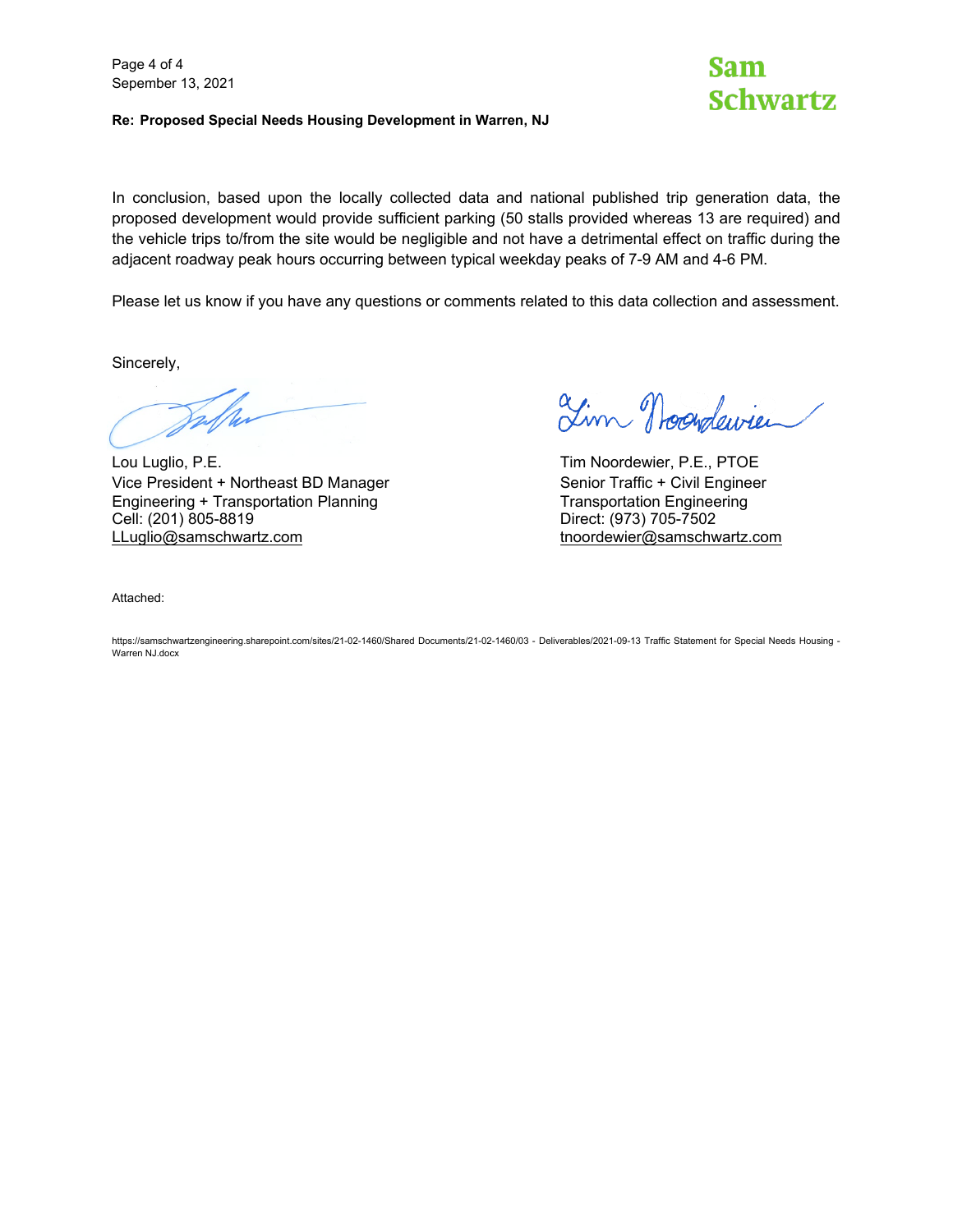**Re: Proposed Special Needs Housing Development in Warren, NJ**

In conclusion, based upon the locally collected data and national published trip generation data, the proposed development would provide sufficient parking (50 stalls provided whereas 13 are required) and the vehicle trips to/from the site would be negligible and not have a detrimental effect on traffic during the adjacent roadway peak hours occurring between typical weekday peaks of 7-9 AM and 4-6 PM.

Please let us know if you have any questions or comments related to this data collection and assessment.

Sincerely,

Lou Luglio, P.E.
Vice President + Northeast BD Manager
Engineering + Transportation Planning
Cell: (201) 805-8819
LLuglio@samschwartz.com

Tim Noordewier, P.E., PTOE
Senior Traffic + Civil Engineer
Transportation Engineering
Direct: (973) 705-7502
tnoordewier@samschwartz.com

Attached:

https://samschwartzengineering.sharepoint.com/sites/21-02-1460/Shared Documents/21-02-1460/03 - Deliverables/2021-09-13 Traffic Statement for Special Needs Housing - Warren NJ.docx